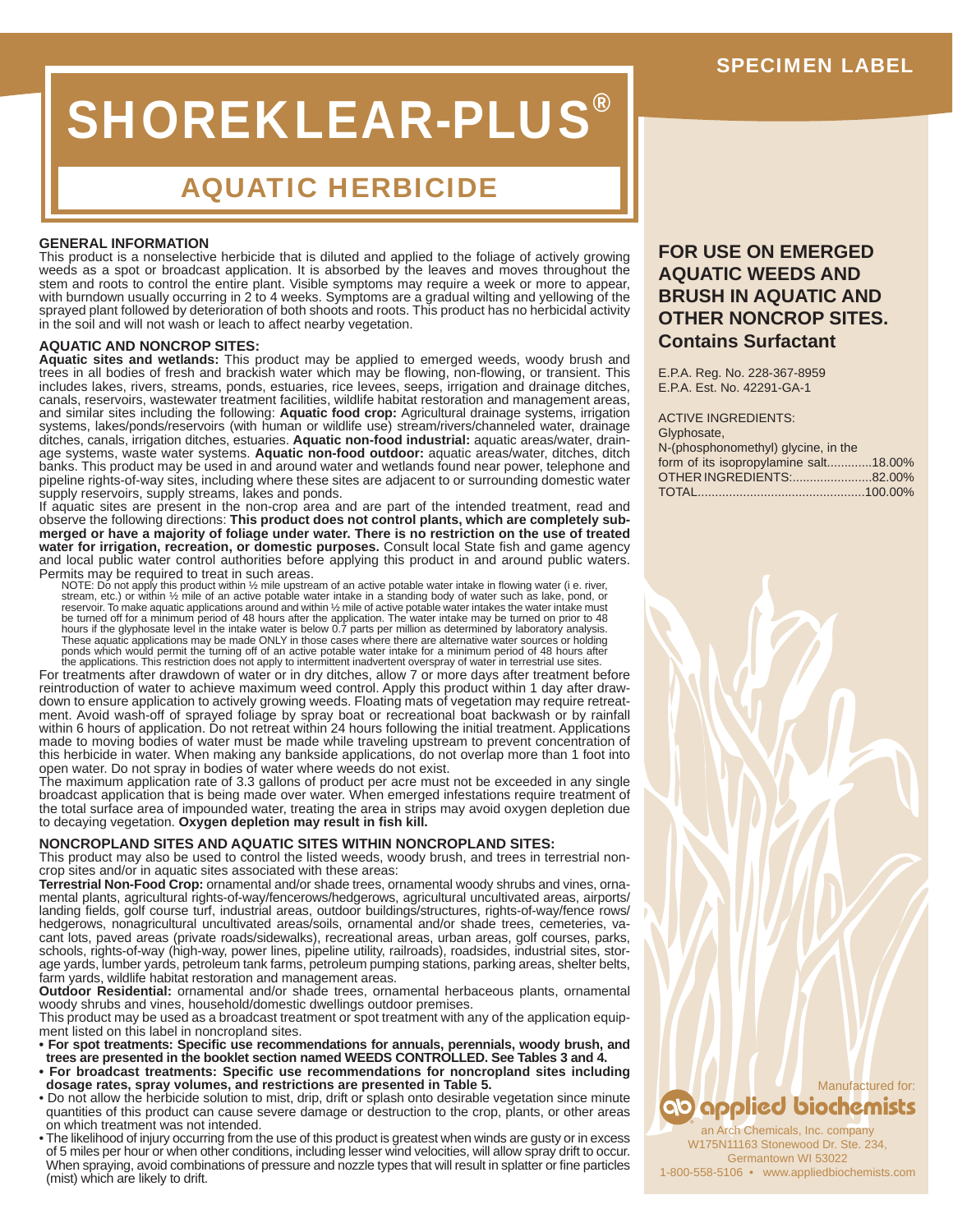SPECIMEN LABEL

# SHOREKLEAR-PLUS®

## AQUATIC HERBICIDE

**FOR USE ON EMERGED AQUATIC WEEDS AND BRUSH IN AQUATIC AND OTHER NONCROP SITES. Contains Surfactant**

E.P.A. Reg. No. 228-367-8959
E.P.A. Est. No. 42291-GA-1

ACTIVE INGREDIENTS:
Glyphosate,
N-(phosphonomethyl) glycine, in the form of its isopropylamine salt.............18.00%
OTHER INGREDIENTS:........................82.00%
TOTAL.................................................100.00%

### GENERAL INFORMATION

This product is a nonselective herbicide that is diluted and applied to the foliage of actively growing weeds as a spot or broadcast application. It is absorbed by the leaves and moves throughout the stem and roots to control the entire plant. Visible symptoms may require a week or more to appear, with burndown usually occurring in 2 to 4 weeks. Symptoms are a gradual wilting and yellowing of the sprayed plant followed by deterioration of both shoots and roots. This product has no herbicidal activity in the soil and will not wash or leach to affect nearby vegetation.

### AQUATIC AND NONCROP SITES:

**Aquatic sites and wetlands:** This product may be applied to emerged weeds, woody brush and trees in all bodies of fresh and brackish water which may be flowing, non-flowing, or transient. This includes lakes, rivers, streams, ponds, estuaries, rice levees, seeps, irrigation and drainage ditches, canals, reservoirs, wastewater treatment facilities, wildlife habitat restoration and management areas, and similar sites including the following: **Aquatic food crop:** Agricultural drainage systems, irrigation systems, lakes/ponds/reservoirs (with human or wildlife use) stream/rivers/channeled water, drainage ditches, canals, irrigation ditches, estuaries. **Aquatic non-food industrial:** aquatic areas/water, drainage systems, waste water systems. **Aquatic non-food outdoor:** aquatic areas/water, ditches, ditch banks. This product may be used in and around water and wetlands found near power, telephone and pipeline rights-of-way sites, including where these sites are adjacent to or surrounding domestic water supply reservoirs, supply streams, lakes and ponds.

If aquatic sites are present in the non-crop area and are part of the intended treatment, read and observe the following directions: **This product does not control plants, which are completely submerged or have a majority of foliage under water. There is no restriction on the use of treated water for irrigation, recreation, or domestic purposes.** Consult local State fish and game agency and local public water control authorities before applying this product in and around public waters. Permits may be required to treat in such areas.

NOTE: Do not apply this product within ½ mile upstream of an active potable water intake in flowing water (i e. river, stream, etc.) or within ½ mile of an active potable water intake in a standing body of water such as lake, pond, or reservoir. To make aquatic applications around and within ½ mile of active potable water intakes the water intake must be turned off for a minimum period of 48 hours after the application. The water intake may be turned on prior to 48 hours if the glyphosate level in the intake water is below 0.7 parts per million as determined by laboratory analysis. These aquatic applications may be made ONLY in those cases where there are alternative water sources or holding ponds which would permit the turning off of an active potable water intake for a minimum period of 48 hours after the applications. This restriction does not apply to intermittent inadvertent overspray of water in terrestrial use sites.

For treatments after drawdown of water or in dry ditches, allow 7 or more days after treatment before reintroduction of water to achieve maximum weed control. Apply this product within 1 day after drawdown to ensure application to actively growing weeds. Floating mats of vegetation may require retreatment. Avoid wash-off of sprayed foliage by spray boat or recreational boat backwash or by rainfall within 6 hours of application. Do not retreat within 24 hours following the initial treatment. Applications made to moving bodies of water must be made while traveling upstream to prevent concentration of this herbicide in water. When making any bankside applications, do not overlap more than 1 foot into open water. Do not spray in bodies of water where weeds do not exist.

The maximum application rate of 3.3 gallons of product per acre must not be exceeded in any single broadcast application that is being made over water. When emerged infestations require treatment of the total surface area of impounded water, treating the area in strips may avoid oxygen depletion due to decaying vegetation. **Oxygen depletion may result in fish kill.**

### NONCROPLAND SITES AND AQUATIC SITES WITHIN NONCROPLAND SITES:

This product may also be used to control the listed weeds, woody brush, and trees in terrestrial noncrop sites and/or in aquatic sites associated with these areas:

**Terrestrial Non-Food Crop:** ornamental and/or shade trees, ornamental woody shrubs and vines, ornamental plants, agricultural rights-of-way/fencerows/hedgerows, agricultural uncultivated areas, airports/landing fields, golf course turf, industrial areas, outdoor buildings/structures, rights-of-way/fence rows/hedgerows, nonagricultural uncultivated areas/soils, ornamental and/or shade trees, cemeteries, vacant lots, paved areas (private roads/sidewalks), recreational areas, urban areas, golf courses, parks, schools, rights-of-way (high-way, power lines, pipeline utility, railroads), roadsides, industrial sites, storage yards, lumber yards, petroleum tank farms, petroleum pumping stations, parking areas, shelter belts, farm yards, wildlife habitat restoration and management areas.

**Outdoor Residential:** ornamental and/or shade trees, ornamental herbaceous plants, ornamental woody shrubs and vines, household/domestic dwellings outdoor premises.

This product may be used as a broadcast treatment or spot treatment with any of the application equipment listed on this label in noncropland sites.

- **For spot treatments: Specific use recommendations for annuals, perennials, woody brush, and trees are presented in the booklet section named WEEDS CONTROLLED. See Tables 3 and 4.**
- **For broadcast treatments: Specific use recommendations for noncropland sites including dosage rates, spray volumes, and restrictions are presented in Table 5.**
- Do not allow the herbicide solution to mist, drip, drift or splash onto desirable vegetation since minute quantities of this product can cause severe damage or destruction to the crop, plants, or other areas on which treatment was not intended.
- The likelihood of injury occurring from the use of this product is greatest when winds are gusty or in excess of 5 miles per hour or when other conditions, including lesser wind velocities, will allow spray drift to occur. When spraying, avoid combinations of pressure and nozzle types that will result in splatter or fine particles (mist) which are likely to drift.

Manufactured for:
applied biochemists
an Arch Chemicals, Inc. company
W175N11163 Stonewood Dr. Ste. 234,
Germantown WI 53022
1-800-558-5106 • www.appliedbiochemists.com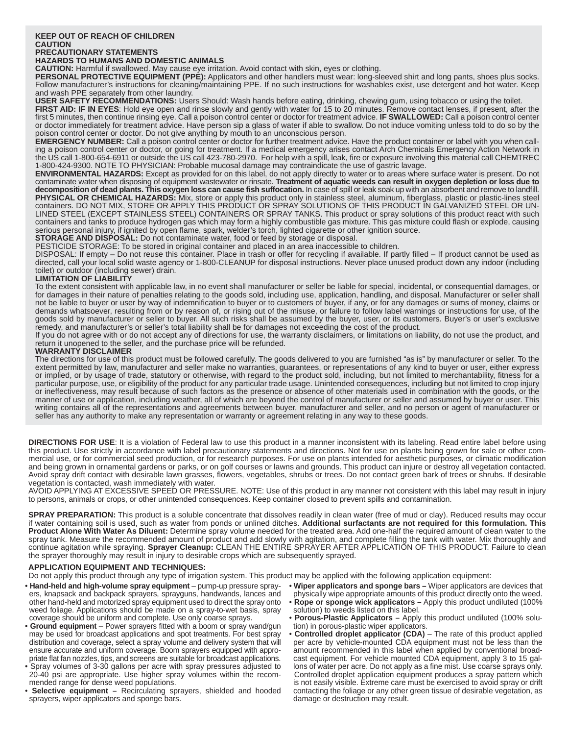**KEEP OUT OF REACH OF CHILDREN**
**CAUTION**
**PRECAUTIONARY STATEMENTS**
**HAZARDS TO HUMANS AND DOMESTIC ANIMALS**

**CAUTION:** Harmful if swallowed. May cause eye irritation. Avoid contact with skin, eyes or clothing.

**PERSONAL PROTECTIVE EQUIPMENT (PPE):** Applicators and other handlers must wear: long-sleeved shirt and long pants, shoes plus socks. Follow manufacturer's instructions for cleaning/maintaining PPE. If no such instructions for washables exist, use detergent and hot water. Keep and wash PPE separately from other laundry.

**USER SAFETY RECOMMENDATIONS:** Users Should: Wash hands before eating, drinking, chewing gum, using tobacco or using the toilet.

**FIRST AID: IF IN EYES**: Hold eye open and rinse slowly and gently with water for 15 to 20 minutes. Remove contact lenses, if present, after the first 5 minutes, then continue rinsing eye. Call a poison control center or doctor for treatment advice. **IF SWALLOWED:** Call a poison control center or doctor immediately for treatment advice. Have person sip a glass of water if able to swallow. Do not induce vomiting unless told to do so by the poison control center or doctor. Do not give anything by mouth to an unconscious person.

**EMERGENCY NUMBER:** Call a poison control center or doctor for further treatment advice. Have the product container or label with you when calling a poison control center or doctor, or going for treatment. If a medical emergency arises contact Arch Chemicals Emergency Action Network in the US call 1-800-654-6911 or outside the US call 423-780-2970. For help with a spill, leak, fire or exposure involving this material call CHEMTREC 1-800-424-9300. NOTE TO PHYSICIAN: Probable mucosal damage may contraindicate the use of gastric lavage.

**ENVIRONMENTAL HAZARDS:** Except as provided for on this label, do not apply directly to water or to areas where surface water is present. Do not contaminate water when disposing of equipment wastewater or rinsate. **Treatment of aquatic weeds can result in oxygen depletion or loss due to decomposition of dead plants. This oxygen loss can cause fish suffocation.** In case of spill or leak soak up with an absorbent and remove to landfill.

**PHYSICAL OR CHEMICAL HAZARDS:** Mix, store or apply this product only in stainless steel, aluminum, fiberglass, plastic or plastic-lines steel containers. DO NOT MIX, STORE OR APPLY THIS PRODUCT OR SPRAY SOLUTIONS OF THIS PRODUCT IN GALVANIZED STEEL OR UNLINED STEEL (EXCEPT STAINLESS STEEL) CONTAINERS OR SPRAY TANKS. This product or spray solutions of this product react with such containers and tanks to produce hydrogen gas which may form a highly combustible gas mixture. This gas mixture could flash or explode, causing serious personal injury, if ignited by open flame, spark, welder's torch, lighted cigarette or other ignition source.

**STORAGE AND DISPOSAL:** Do not contaminate water, food or feed by storage or disposal.

PESTICIDE STORAGE: To be stored in original container and placed in an area inaccessible to children.

DISPOSAL: If empty – Do not reuse this container. Place in trash or offer for recycling if available. If partly filled – If product cannot be used as directed, call your local solid waste agency or 1-800-CLEANUP for disposal instructions. Never place unused product down any indoor (including toilet) or outdoor (including sewer) drain.

**LIMITATION OF LIABILITY**

To the extent consistent with applicable law, in no event shall manufacturer or seller be liable for special, incidental, or consequential damages, or for damages in their nature of penalties relating to the goods sold, including use, application, handling, and disposal. Manufacturer or seller shall not be liable to buyer or user by way of indemnification to buyer or to customers of buyer, if any, or for any damages or sums of money, claims or demands whatsoever, resulting from or by reason of, or rising out of the misuse, or failure to follow label warnings or instructions for use, of the goods sold by manufacturer or seller to buyer. All such risks shall be assumed by the buyer, user, or its customers. Buyer's or user's exclusive remedy, and manufacturer's or seller's total liability shall be for damages not exceeding the cost of the product.

If you do not agree with or do not accept any of directions for use, the warranty disclaimers, or limitations on liability, do not use the product, and return it unopened to the seller, and the purchase price will be refunded.

**WARRANTY DISCLAIMER**

The directions for use of this product must be followed carefully. The goods delivered to you are furnished "as is" by manufacturer or seller. To the extent permitted by law, manufacturer and seller make no warranties, guarantees, or representations of any kind to buyer or user, either express or implied, or by usage of trade, statutory or otherwise, with regard to the product sold, including, but not limited to merchantability, fitness for a particular purpose, use, or eligibility of the product for any particular trade usage. Unintended consequences, including but not limited to crop injury or ineffectiveness, may result because of such factors as the presence or absence of other materials used in combination with the goods, or the manner of use or application, including weather, all of which are beyond the control of manufacturer or seller and assumed by buyer or user. This writing contains all of the representations and agreements between buyer, manufacturer and seller, and no person or agent of manufacturer or seller has any authority to make any representation or warranty or agreement relating in any way to these goods.

**DIRECTIONS FOR USE**: It is a violation of Federal law to use this product in a manner inconsistent with its labeling. Read entire label before using this product. Use strictly in accordance with label precautionary statements and directions. Not for use on plants being grown for sale or other commercial use, or for commercial seed production, or for research purposes. For use on plants intended for aesthetic purposes, or climatic modification and being grown in ornamental gardens or parks, or on golf courses or lawns and grounds. This product can injure or destroy all vegetation contacted. Avoid spray drift contact with desirable lawn grasses, flowers, vegetables, shrubs or trees. Do not contact green bark of trees or shrubs. If desirable vegetation is contacted, wash immediately with water.

AVOID APPLYING AT EXCESSIVE SPEED OR PRESSURE. NOTE: Use of this product in any manner not consistent with this label may result in injury to persons, animals or crops, or other unintended consequences. Keep container closed to prevent spills and contamination.

**SPRAY PREPARATION:** This product is a soluble concentrate that dissolves readily in clean water (free of mud or clay). Reduced results may occur if water containing soil is used, such as water from ponds or unlined ditches. **Additional surfactants are not required for this formulation. This Product Alone With Water As Diluent:** Determine spray volume needed for the treated area. Add one-half the required amount of clean water to the spray tank. Measure the recommended amount of product and add slowly with agitation, and complete filling the tank with water. Mix thoroughly and continue agitation while spraying. **Sprayer Cleanup:** CLEAN THE ENTIRE SPRAYER AFTER APPLICATION OF THIS PRODUCT. Failure to clean the sprayer thoroughly may result in injury to desirable crops which are subsequently sprayed.

**APPLICATION EQUIPMENT AND TECHNIQUES:**

Do not apply this product through any type of irrigation system. This product may be applied with the following application equipment:

- **Hand-held and high-volume spray equipment** – pump-up pressure sprayers, knapsack and backpack sprayers, sprayguns, handwands, lances and other hand-held and motorized spray equipment used to direct the spray onto weed foliage. Applications should be made on a spray-to-wet basis, spray coverage should be uniform and complete. Use only coarse sprays.
- **Ground equipment** – Power sprayers fitted with a boom or spray wand/gun may be used for broadcast applications and spot treatments. For best spray distribution and coverage, select a spray volume and delivery system that will ensure accurate and uniform coverage. Boom sprayers equipped with appropriate flat fan nozzles, tips, and screens are suitable for broadcast applications.
- Spray volumes of 3-30 gallons per acre with spray pressures adjusted to 20-40 psi are appropriate. Use higher spray volumes within the recommended range for dense weed populations.
- **Selective equipment –** Recirculating sprayers, shielded and hooded sprayers, wiper applicators and sponge bars.
- **Wiper applicators and sponge bars –** Wiper applicators are devices that physically wipe appropriate amounts of this product directly onto the weed.
- **Rope or sponge wick applicators –** Apply this product undiluted (100% solution) to weeds listed on this label.
- **Porous-Plastic Applicators –** Apply this product undiluted (100% solution) in porous-plastic wiper applicators.
- **Controlled droplet applicator (CDA)** – The rate of this product applied per acre by vehicle-mounted CDA equipment must not be less than the amount recommended in this label when applied by conventional broadcast equipment. For vehicle mounted CDA equipment, apply 3 to 15 gallons of water per acre. Do not apply as a fine mist. Use coarse sprays only. Controlled droplet application equipment produces a spray pattern which is not easily visible. Extreme care must be exercised to avoid spray or drift contacting the foliage or any other green tissue of desirable vegetation, as damage or destruction may result.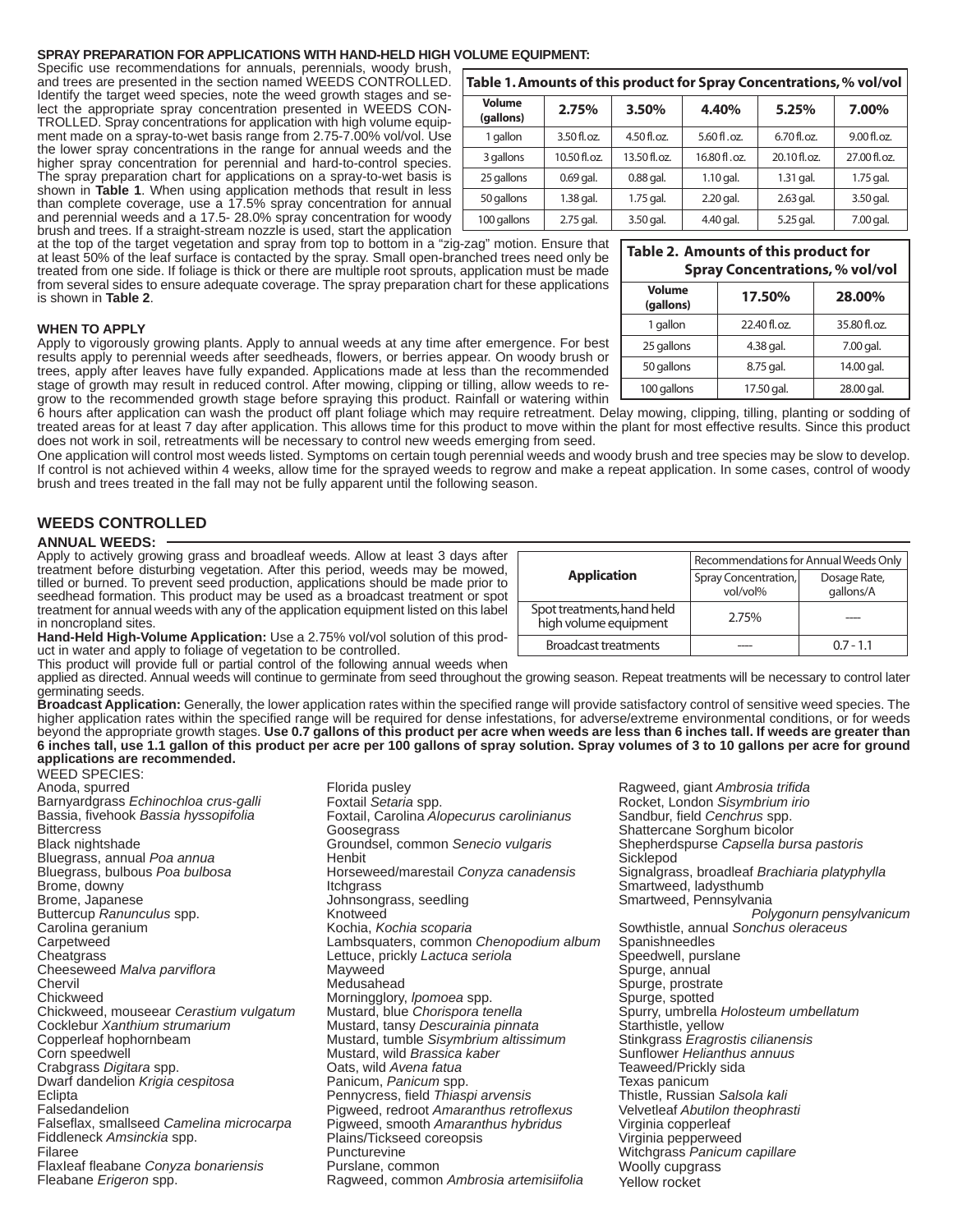**SPRAY PREPARATION FOR APPLICATIONS WITH HAND-HELD HIGH VOLUME EQUIPMENT:**

Specific use recommendations for annuals, perennials, woody brush, and trees are presented in the section named WEEDS CONTROLLED. Identify the target weed species, note the weed growth stages and select the appropriate spray concentration presented in WEEDS CONTROLLED. Spray concentrations for application with high volume equipment made on a spray-to-wet basis range from 2.75-7.00% vol/vol. Use the lower spray concentrations in the range for annual weeds and the higher spray concentration for perennial and hard-to-control species. The spray preparation chart for applications on a spray-to-wet basis is shown in **Table 1**. When using application methods that result in less than complete coverage, use a 17.5% spray concentration for annual and perennial weeds and a 17.5- 28.0% spray concentration for woody brush and trees. If a straight-stream nozzle is used, start the application at the top of the target vegetation and spray from top to bottom in a "zig-zag" motion. Ensure that at least 50% of the leaf surface is contacted by the spray. Small open-branched trees need only be treated from one side. If foliage is thick or there are multiple root sprouts, application must be made from several sides to ensure adequate coverage. The spray preparation chart for these applications is shown in **Table 2**.

**Table 1. Amounts of this product for Spray Concentrations, % vol/vol**

| Volume (gallons) | 2.75% | 3.50% | 4.40% | 5.25% | 7.00% |
|---|---|---|---|---|---|
| 1 gallon | 3.50 fl. oz. | 4.50 fl. oz. | 5.60 fl . oz. | 6.70 fl. oz. | 9.00 fl. oz. |
| 3 gallons | 10.50 fl. oz. | 13.50 fl. oz. | 16.80 fl . oz. | 20.10 fl. oz. | 27.00 fl. oz. |
| 25 gallons | 0.69 gal. | 0.88 gal. | 1.10 gal. | 1.31 gal. | 1.75 gal. |
| 50 gallons | 1.38 gal. | 1.75 gal. | 2.20 gal. | 2.63 gal. | 3.50 gal. |
| 100 gallons | 2.75 gal. | 3.50 gal. | 4.40 gal. | 5.25 gal. | 7.00 gal. |

**Table 2. Amounts of this product for Spray Concentrations, % vol/vol**

| Volume (gallons) | 17.50% | 28.00% |
|---|---|---|
| 1 gallon | 22.40 fl. oz. | 35.80 fl. oz. |
| 25 gallons | 4.38 gal. | 7.00 gal. |
| 50 gallons | 8.75 gal. | 14.00 gal. |
| 100 gallons | 17.50 gal. | 28.00 gal. |

**WHEN TO APPLY**

Apply to vigorously growing plants. Apply to annual weeds at any time after emergence. For best results apply to perennial weeds after seedheads, flowers, or berries appear. On woody brush or trees, apply after leaves have fully expanded. Applications made at less than the recommended stage of growth may result in reduced control. After mowing, clipping or tilling, allow weeds to regrow to the recommended growth stage before spraying this product. Rainfall or watering within 6 hours after application can wash the product off plant foliage which may require retreatment. Delay mowing, clipping, tilling, planting or sodding of treated areas for at least 7 day after application. This allows time for this product to move within the plant for most effective results. Since this product does not work in soil, retreatments will be necessary to control new weeds emerging from seed.

One application will control most weeds listed. Symptoms on certain tough perennial weeds and woody brush and tree species may be slow to develop. If control is not achieved within 4 weeks, allow time for the sprayed weeds to regrow and make a repeat application. In some cases, control of woody brush and trees treated in the fall may not be fully apparent until the following season.

## WEEDS CONTROLLED

**ANNUAL WEEDS:**

Apply to actively growing grass and broadleaf weeds. Allow at least 3 days after treatment before disturbing vegetation. After this period, weeds may be mowed, tilled or burned. To prevent seed production, applications should be made prior to seedhead formation. This product may be used as a broadcast treatment or spot treatment for annual weeds with any of the application equipment listed on this label in noncropland sites.

| Application | Recommendations for Annual Weeds Only | |
|---|---|---|
| | Spray Concentration, vol/vol% | Dosage Rate, gallons/A |
| Spot treatments, hand held high volume equipment | 2.75% | ---- |
| Broadcast treatments | ---- | 0.7 - 1.1 |

**Hand-Held High-Volume Application:** Use a 2.75% vol/vol solution of this product in water and apply to foliage of vegetation to be controlled.

This product will provide full or partial control of the following annual weeds when applied as directed. Annual weeds will continue to germinate from seed throughout the growing season. Repeat treatments will be necessary to control later germinating seeds.

**Broadcast Application:** Generally, the lower application rates within the specified range will provide satisfactory control of sensitive weed species. The higher application rates within the specified range will be required for dense infestations, for adverse/extreme environmental conditions, or for weeds beyond the appropriate growth stages. **Use 0.7 gallons of this product per acre when weeds are less than 6 inches tall. If weeds are greater than 6 inches tall, use 1.1 gallon of this product per acre per 100 gallons of spray solution. Spray volumes of 3 to 10 gallons per acre for ground applications are recommended.**

WEED SPECIES:

Anoda, spurred
Barnyardgrass *Echinochloa crus-galli*
Bassia, fivehook *Bassia hyssopifolia*
Bittercress
Black nightshade
Bluegrass, annual *Poa annua*
Bluegrass, bulbous *Poa bulbosa*
Brome, downy
Brome, Japanese
Buttercup *Ranunculus* spp.
Carolina geranium
Carpetweed
Cheatgrass
Cheeseweed *Malva parviflora*
Chervil
Chickweed
Chickweed, mouseear *Cerastium vulgatum*
Cocklebur *Xanthium strumarium*
Copperleaf hophornbeam
Corn speedwell
Crabgrass *Digitara* spp.
Dwarf dandelion *Krigia cespitosa*
Eclipta
Falsedandelion
Falseflax, smallseed *Camelina microcarpa*
Fiddleneck *Amsinckia* spp.
Filaree
Flaxleaf fleabane *Conyza bonariensis*
Fleabane *Erigeron* spp.
Florida pusley
Foxtail *Setaria* spp.
Foxtail, Carolina *Alopecurus carolinianus*
Goosegrass
Groundsel, common *Senecio vulgaris*
Henbit
Horseweed/marestail *Conyza canadensis*
Itchgrass
Johnsongrass, seedling
Knotweed
Kochia, *Kochia scoparia*
Lambsquaters, common *Chenopodium album*
Lettuce, prickly *Lactuca seriola*
Mayweed
Medusahead
Morningglory, *Ipomoea* spp.
Mustard, blue *Chorispora tenella*
Mustard, tansy *Descurainia pinnata*
Mustard, tumble *Sisymbrium altissimum*
Mustard, wild *Brassica kaber*
Oats, wild *Avena fatua*
Panicum, *Panicum* spp.
Pennycress, field *Thiaspi arvensis*
Pigweed, redroot *Amaranthus retroflexus*
Pigweed, smooth *Amaranthus hybridus*
Plains/Tickseed coreopsis
Puncturevine
Purslane, common
Ragweed, common *Ambrosia artemisiifolia*
Ragweed, giant *Ambrosia trifida*
Rocket, London *Sisymbrium irio*
Sandbur, field *Cenchrus* spp.
Shattercane Sorghum bicolor
Shepherdspurse *Capsella bursa pastoris*
Sicklepod
Signalgrass, broadleaf *Brachiaria platyphylla*
Smartweed, ladysthumb
Smartweed, Pennsylvania *Polygonurn pensylvanicum*
Sowthistle, annual *Sonchus oleraceus*
Spanishneedles
Speedwell, purslane
Spurge, annual
Spurge, prostrate
Spurge, spotted
Spurry, umbrella *Holosteum umbellatum*
Starthistle, yellow
Stinkgrass *Eragrostis cilianensis*
Sunflower *Helianthus annuus*
Teaweed/Prickly sida
Texas panicum
Thistle, Russian *Salsola kali*
Velvetleaf *Abutilon theophrasti*
Virginia copperleaf
Virginia pepperweed
Witchgrass *Panicum capillare*
Woolly cupgrass
Yellow rocket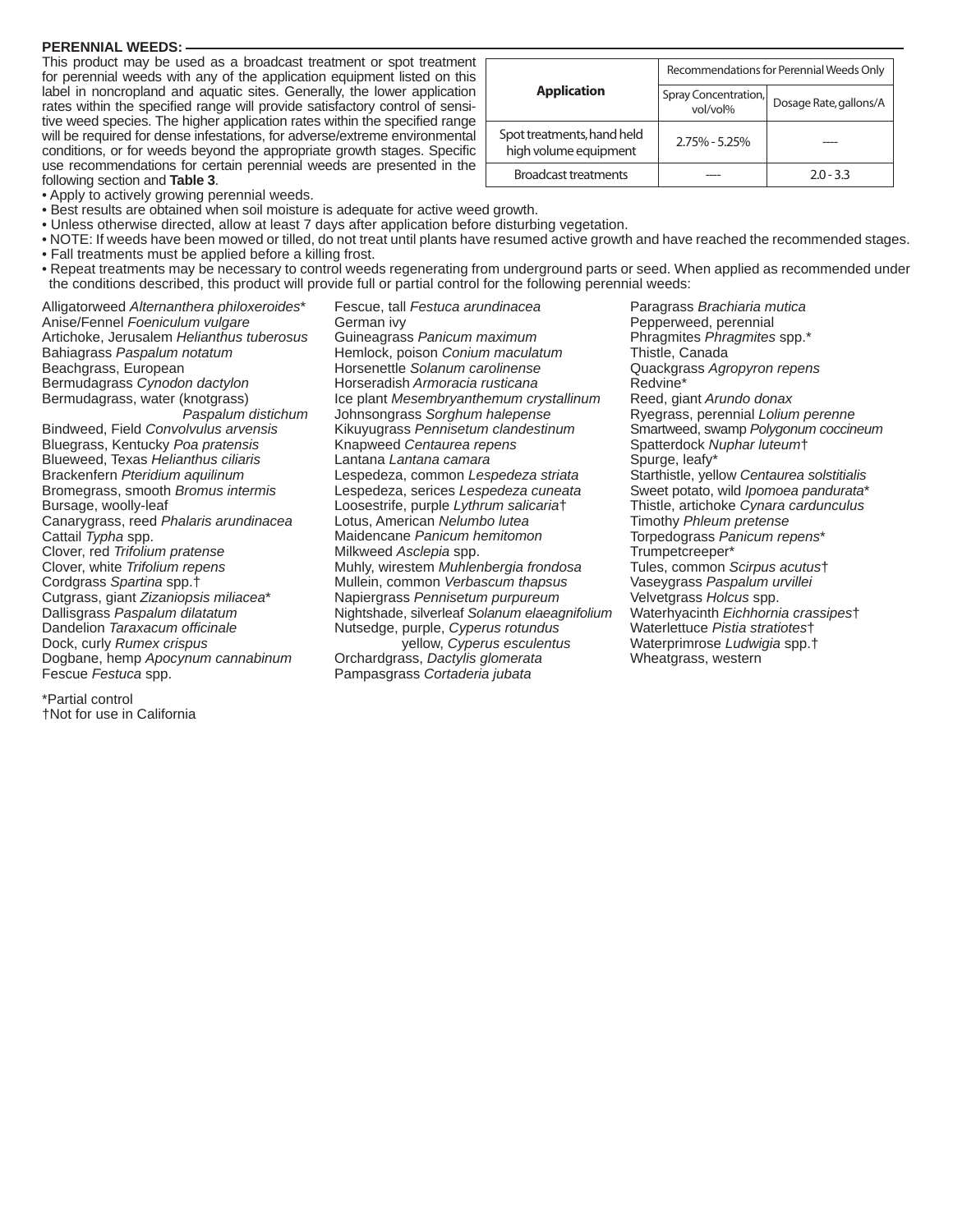**PERENNIAL WEEDS:**

This product may be used as a broadcast treatment or spot treatment for perennial weeds with any of the application equipment listed on this label in noncropland and aquatic sites. Generally, the lower application rates within the specified range will provide satisfactory control of sensitive weed species. The higher application rates within the specified range will be required for dense infestations, for adverse/extreme environmental conditions, or for weeds beyond the appropriate growth stages. Specific use recommendations for certain perennial weeds are presented in the following section and **Table 3**.

| Application | Recommendations for Perennial Weeds Only | |
|---|---|---|
| | Spray Concentration, vol/vol% | Dosage Rate, gallons/A |
| Spot treatments, hand held high volume equipment | 2.75% - 5.25% | ---- |
| Broadcast treatments | ---- | 2.0 - 3.3 |

- Apply to actively growing perennial weeds.
- Best results are obtained when soil moisture is adequate for active weed growth.
- Unless otherwise directed, allow at least 7 days after application before disturbing vegetation.
- NOTE: If weeds have been mowed or tilled, do not treat until plants have resumed active growth and have reached the recommended stages.
- Fall treatments must be applied before a killing frost.
- Repeat treatments may be necessary to control weeds regenerating from underground parts or seed. When applied as recommended under the conditions described, this product will provide full or partial control for the following perennial weeds:

Alligatorweed *Alternanthera philoxeroides**
Anise/Fennel *Foeniculum vulgare*
Artichoke, Jerusalem *Helianthus tuberosus*
Bahiagrass *Paspalum notatum*
Beachgrass, European
Bermudagrass *Cynodon dactylon*
Bermudagrass, water (knotgrass) *Paspalum distichum*
Bindweed, Field *Convolvulus arvensis*
Bluegrass, Kentucky *Poa pratensis*
Blueweed, Texas *Helianthus ciliaris*
Brackenfern *Pteridium aquilinum*
Bromegrass, smooth *Bromus intermis*
Bursage, woolly-leaf
Canarygrass, reed *Phalaris arundinacea*
Cattail *Typha* spp.
Clover, red *Trifolium pratense*
Clover, white *Trifolium repens*
Cordgrass *Spartina* spp.†
Cutgrass, giant *Zizaniopsis miliacea**
Dallisgrass *Paspalum dilatatum*
Dandelion *Taraxacum officinale*
Dock, curly *Rumex crispus*
Dogbane, hemp *Apocynum cannabinum*
Fescue *Festuca* spp.
Fescue, tall *Festuca arundinacea*
German ivy
Guineagrass *Panicum maximum*
Hemlock, poison *Conium maculatum*
Horsenettle *Solanum carolinense*
Horseradish *Armoracia rusticana*
Ice plant *Mesembryanthemum crystallinum*
Johnsongrass *Sorghum halepense*
Kikuyugrass *Pennisetum clandestinum*
Knapweed *Centaurea repens*
Lantana *Lantana camara*
Lespedeza, common *Lespedeza striata*
Lespedeza, serices *Lespedeza cuneata*
Loosestrife, purple *Lythrum salicaria*†
Lotus, American *Nelumbo lutea*
Maidencane *Panicum hemitomon*
Milkweed *Asclepia* spp.
Muhly, wirestem *Muhlenbergia frondosa*
Mullein, common *Verbascum thapsus*
Napiergrass *Pennisetum purpureum*
Nightshade, silverleaf *Solanum elaeagnifolium*
Nutsedge, purple, *Cyperus rotundus*
yellow, *Cyperus esculentus*
Orchardgrass, *Dactylis glomerata*
Pampasgrass *Cortaderia jubata*
Paragrass *Brachiaria mutica*
Pepperweed, perennial
Phragmites *Phragmites* spp.*
Thistle, Canada
Quackgrass *Agropyron repens*
Redvine*
Reed, giant *Arundo donax*
Ryegrass, perennial *Lolium perenne*
Smartweed, swamp *Polygonum coccineum*
Spatterdock *Nuphar luteum*†
Spurge, leafy*
Starthistle, yellow *Centaurea solstitialis*
Sweet potato, wild *Ipomoea pandurata**
Thistle, artichoke *Cynara cardunculus*
Timothy *Phleum pretense*
Torpedograss *Panicum repens**
Trumpetcreeper*
Tules, common *Scirpus acutus*†
Vaseygrass *Paspalum urvillei*
Velvetgrass *Holcus* spp.
Waterhyacinth *Eichhornia crassipes*†
Waterlettuce *Pistia stratiotes*†
Waterprimrose *Ludwigia* spp.†
Wheatgrass, western

*Partial control
†Not for use in California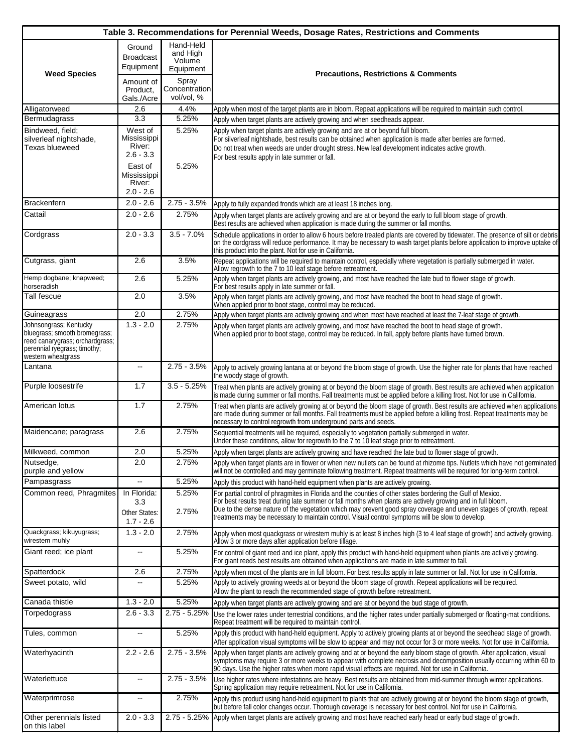**Table 3. Recommendations for Perennial Weeds, Dosage Rates, Restrictions and Comments**

| Weed Species | Ground Broadcast Equipment — Amount of Product, Gals./Acre | Hand-Held and High Volume Equipment — Spray Concentration vol/vol, % | Precautions, Restrictions & Comments |
|---|---|---|---|
| Alligatorweed | 2.6 | 4.4% | Apply when most of the target plants are in bloom. Repeat applications will be required to maintain such control. |
| Bermudagrass | 3.3 | 5.25% | Apply when target plants are actively growing and when seedheads appear. |
| Bindweed, field; silverleaf nightshade, Texas blueweed | West of Mississippi River: 2.6 - 3.3<br>East of Mississippi River: 2.0 - 2.6 | 5.25%<br>5.25% | Apply when target plants are actively growing and are at or beyond full bloom.<br>For silverleaf nightshade, best results can be obtained when application is made after berries are formed.<br>Do not treat when weeds are under drought stress. New leaf development indicates active growth.<br>For best results apply in late summer or fall. |
| Brackenfern | 2.0 - 2.6 | 2.75 - 3.5% | Apply to fully expanded fronds which are at least 18 inches long. |
| Cattail | 2.0 - 2.6 | 2.75% | Apply when target plants are actively growing and are at or beyond the early to full bloom stage of growth. Best results are achieved when application is made during the summer or fall months. |
| Cordgrass | 2.0 - 3.3 | 3.5 - 7.0% | Schedule applications in order to allow 6 hours before treated plants are covered by tidewater. The presence of silt or debris on the cordgrass will reduce performance. It may be necessary to wash target plants before application to improve uptake of this product into the plant. Not for use in California. |
| Cutgrass, giant | 2.6 | 3.5% | Repeat applications will be required to maintain control, especially where vegetation is partially submerged in water. Allow regrowth to the 7 to 10 leaf stage before retreatment. |
| Hemp dogbane; knapweed; horseradish | 2.6 | 5.25% | Apply when target plants are actively growing, and most have reached the late bud to flower stage of growth. For best results apply in late summer or fall. |
| Tall fescue | 2.0 | 3.5% | Apply when target plants are actively growing, and most have reached the boot to head stage of growth. When applied prior to boot stage, control may be reduced. |
| Guineagrass | 2.0 | 2.75% | Apply when target plants are actively growing and when most have reached at least the 7-leaf stage of growth. |
| Johnsongrass; Kentucky bluegrass; smooth bromegrass; reed canarygrass; orchardgrass; perennial ryegrass; timothy; western wheatgrass | 1.3 - 2.0 | 2.75% | Apply when target plants are actively growing, and most have reached the boot to head stage of growth. When applied prior to boot stage, control may be reduced. In fall, apply before plants have turned brown. |
| Lantana | -- | 2.75 - 3.5% | Apply to actively growing lantana at or beyond the bloom stage of growth. Use the higher rate for plants that have reached the woody stage of growth. |
| Purple loosestrife | 1.7 | 3.5 - 5.25% | Treat when plants are actively growing at or beyond the bloom stage of growth. Best results are achieved when application is made during summer or fall months. Fall treatments must be applied before a killing frost. Not for use in California. |
| American lotus | 1.7 | 2.75% | Treat when plants are actively growing at or beyond the bloom stage of growth. Best results are achieved when applications are made during summer or fall months. Fall treatments must be applied before a killing frost. Repeat treatments may be necessary to control regrowth from underground parts and seeds. |
| Maidencane; paragrass | 2.6 | 2.75% | Sequential treatments will be required, especially to vegetation partially submerged in water. Under these conditions, allow for regrowth to the 7 to 10 leaf stage prior to retreatment. |
| Milkweed, common | 2.0 | 5.25% | Apply when target plants are actively growing and have reached the late bud to flower stage of growth. |
| Nutsedge, purple and yellow | 2.0 | 2.75% | Apply when target plants are in flower or when new nutlets can be found at rhizome tips. Nutlets which have not germinated will not be controlled and may germinate following treatment. Repeat treatments will be required for long-term control. |
| Pampasgrass | -- | 5.25% | Apply this product with hand-held equipment when plants are actively growing. |
| Common reed, Phragmites | In Florida: 3.3<br>Other States: 1.7 - 2.6 | 5.25%<br>2.75% | For partial control of phragmites in Florida and the counties of other states bordering the Gulf of Mexico.<br>For best results treat during late summer or fall months when plants are actively growing and in full bloom.<br>Due to the dense nature of the vegetation which may prevent good spray coverage and uneven stages of growth, repeat treatments may be necessary to maintain control. Visual control symptoms will be slow to develop. |
| Quackgrass; kikuyugrass; wirestem muhly | 1.3 - 2.0 | 2.75% | Apply when most quackgrass or wirestem muhly is at least 8 inches high (3 to 4 leaf stage of growth) and actively growing. Allow 3 or more days after application before tillage. |
| Giant reed; ice plant | -- | 5.25% | For control of giant reed and ice plant, apply this product with hand-held equipment when plants are actively growing. For giant reeds best results are obtained when applications are made in late summer to fall. |
| Spatterdock | 2.6 | 2.75% | Apply when most of the plants are in full bloom. For best results apply in late summer or fall. Not for use in California. |
| Sweet potato, wild | -- | 5.25% | Apply to actively growing weeds at or beyond the bloom stage of growth. Repeat applications will be required. Allow the plant to reach the recommended stage of growth before retreatment. |
| Canada thistle | 1.3 - 2.0 | 5.25% | Apply when target plants are actively growing and are at or beyond the bud stage of growth. |
| Torpedograss | 2.6 - 3.3 | 2.75 - 5.25% | Use the lower rates under terrestrial conditions, and the higher rates under partially submerged or floating-mat conditions. Repeat treatment will be required to maintain control. |
| Tules, common | -- | 5.25% | Apply this product with hand-held equipment. Apply to actively growing plants at or beyond the seedhead stage of growth. After application visual symptoms will be slow to appear and may not occur for 3 or more weeks. Not for use in California. |
| Waterhyacinth | 2.2 - 2.6 | 2.75 - 3.5% | Apply when target plants are actively growing and at or beyond the early bloom stage of growth. After application, visual symptoms may require 3 or more weeks to appear with complete necrosis and decomposition usually occurring within 60 to 90 days. Use the higher rates when more rapid visual effects are required. Not for use in California. |
| Waterlettuce | -- | 2.75 - 3.5% | Use higher rates where infestations are heavy. Best results are obtained from mid-summer through winter applications. Spring application may require retreatment. Not for use in California. |
| Waterprimrose | -- | 2.75% | Apply this product using hand-held equipment to plants that are actively growing at or beyond the bloom stage of growth, but before fall color changes occur. Thorough coverage is necessary for best control. Not for use in California. |
| Other perennials listed on this label | 2.0 - 3.3 | 2.75 - 5.25% | Apply when target plants are actively growing and most have reached early head or early bud stage of growth. |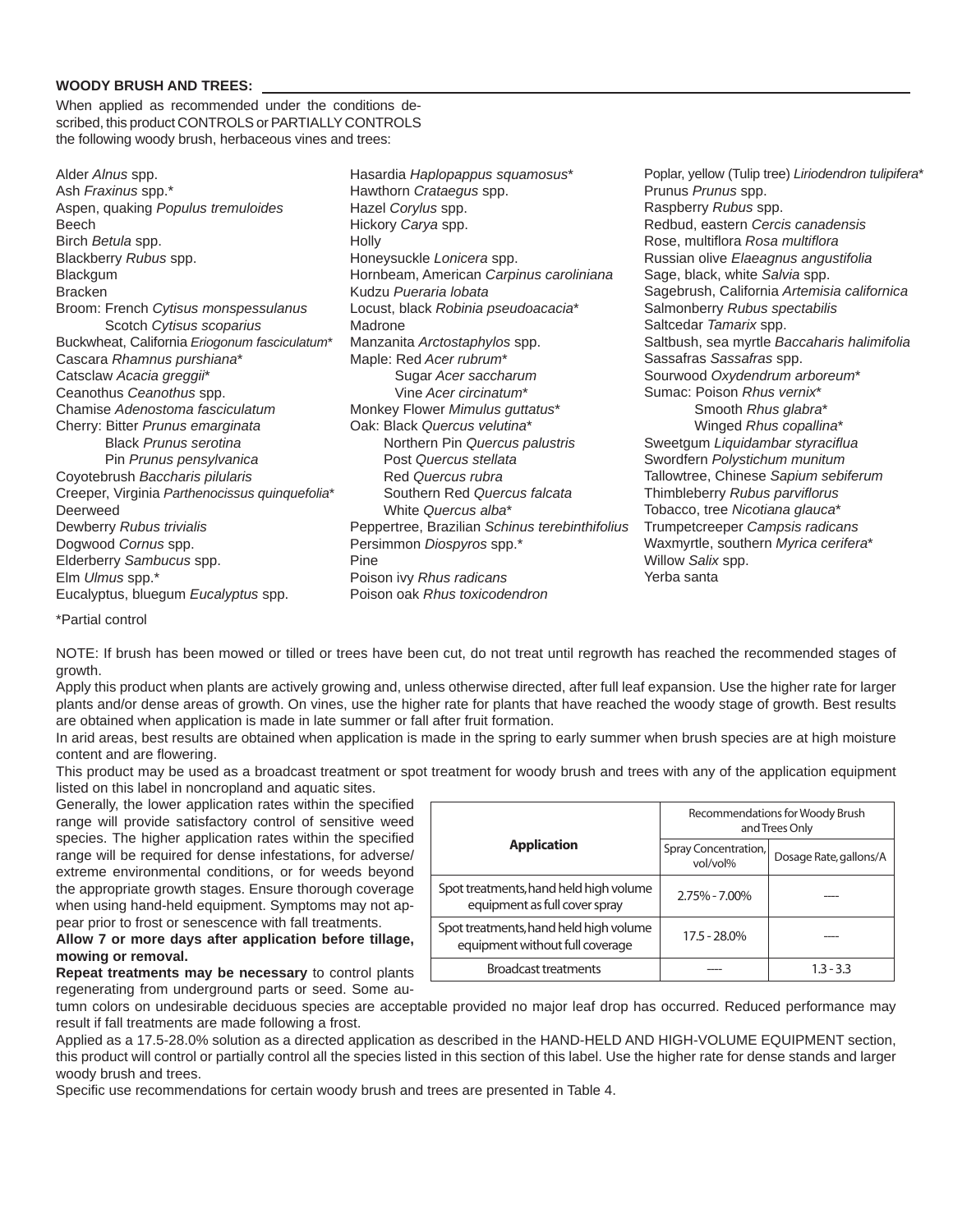## WOODY BRUSH AND TREES:

When applied as recommended under the conditions described, this product CONTROLS or PARTIALLY CONTROLS the following woody brush, herbaceous vines and trees:

Alder *Alnus* spp.
Ash *Fraxinus* spp.*
Aspen, quaking *Populus tremuloides*
Beech
Birch *Betula* spp.
Blackberry *Rubus* spp.
Blackgum
Bracken
Broom: French *Cytisus monspessulanus*
    Scotch *Cytisus scoparius*
Buckwheat, California *Eriogonum fasciculatum**
Cascara *Rhamnus purshiana**
Catsclaw *Acacia greggii**
Ceanothus *Ceanothus* spp.
Chamise *Adenostoma fasciculatum*
Cherry: Bitter *Prunus emarginata*
    Black *Prunus serotina*
    Pin *Prunus pensylvanica*
Coyotebrush *Baccharis pilularis*
Creeper, Virginia *Parthenocissus quinquefolia**
Deerweed
Dewberry *Rubus trivialis*
Dogwood *Cornus* spp.
Elderberry *Sambucus* spp.
Elm *Ulmus* spp.*
Eucalyptus, bluegum *Eucalyptus* spp.
Hasardia *Haplopappus squamosus**
Hawthorn *Crataegus* spp.
Hazel *Corylus* spp.
Hickory *Carya* spp.
Holly
Honeysuckle *Lonicera* spp.
Hornbeam, American *Carpinus caroliniana*
Kudzu *Pueraria lobata*
Locust, black *Robinia pseudoacacia**
Madrone
Manzanita *Arctostaphylos* spp.
Maple: Red *Acer rubrum**
    Sugar *Acer saccharum*
    Vine *Acer circinatum**
Monkey Flower *Mimulus guttatus**
Oak: Black *Quercus velutina**
    Northern Pin *Quercus palustris*
    Post *Quercus stellata*
    Red *Quercus rubra*
    Southern Red *Quercus falcata*
    White *Quercus alba**
Peppertree, Brazilian *Schinus terebinthifolius*
Persimmon *Diospyros* spp.*
Pine
Poison ivy *Rhus radicans*
Poison oak *Rhus toxicodendron*
Poplar, yellow (Tulip tree) *Liriodendron tulipifera**
Prunus *Prunus* spp.
Raspberry *Rubus* spp.
Redbud, eastern *Cercis canadensis*
Rose, multiflora *Rosa multiflora*
Russian olive *Elaeagnus angustifolia*
Sage, black, white *Salvia* spp.
Sagebrush, California *Artemisia californica*
Salmonberry *Rubus spectabilis*
Saltcedar *Tamarix* spp.
Saltbush, sea myrtle *Baccharis halimifolia*
Sassafras *Sassafras* spp.
Sourwood *Oxydendrum arboreum**
Sumac: Poison *Rhus vernix**
    Smooth *Rhus glabra**
    Winged *Rhus copallina**
Sweetgum *Liquidambar styraciflua*
Swordfern *Polystichum munitum*
Tallowtree, Chinese *Sapium sebiferum*
Thimbleberry *Rubus parviflorus*
Tobacco, tree *Nicotiana glauca**
Trumpetcreeper *Campsis radicans*
Waxmyrtle, southern *Myrica cerifera**
Willow *Salix* spp.
Yerba santa

*Partial control

NOTE: If brush has been mowed or tilled or trees have been cut, do not treat until regrowth has reached the recommended stages of growth.

Apply this product when plants are actively growing and, unless otherwise directed, after full leaf expansion. Use the higher rate for larger plants and/or dense areas of growth. On vines, use the higher rate for plants that have reached the woody stage of growth. Best results are obtained when application is made in late summer or fall after fruit formation.

In arid areas, best results are obtained when application is made in the spring to early summer when brush species are at high moisture content and are flowering.

This product may be used as a broadcast treatment or spot treatment for woody brush and trees with any of the application equipment listed on this label in noncropland and aquatic sites.

Generally, the lower application rates within the specified range will provide satisfactory control of sensitive weed species. The higher application rates within the specified range will be required for dense infestations, for adverse/extreme environmental conditions, or for weeds beyond the appropriate growth stages. Ensure thorough coverage when using hand-held equipment. Symptoms may not appear prior to frost or senescence with fall treatments.

**Allow 7 or more days after application before tillage, mowing or removal.**

| Application | Recommendations for Woody Brush and Trees Only | |
|---|---|---|
| | Spray Concentration, vol/vol% | Dosage Rate, gallons/A |
| Spot treatments, hand held high volume equipment as full cover spray | 2.75% - 7.00% | ---- |
| Spot treatments, hand held high volume equipment without full coverage | 17.5 - 28.0% | ---- |
| Broadcast treatments | ---- | 1.3 - 3.3 |

**Repeat treatments may be necessary** to control plants regenerating from underground parts or seed. Some autumn colors on undesirable deciduous species are acceptable provided no major leaf drop has occurred. Reduced performance may result if fall treatments are made following a frost.

Applied as a 17.5-28.0% solution as a directed application as described in the HAND-HELD AND HIGH-VOLUME EQUIPMENT section, this product will control or partially control all the species listed in this section of this label. Use the higher rate for dense stands and larger woody brush and trees.

Specific use recommendations for certain woody brush and trees are presented in Table 4.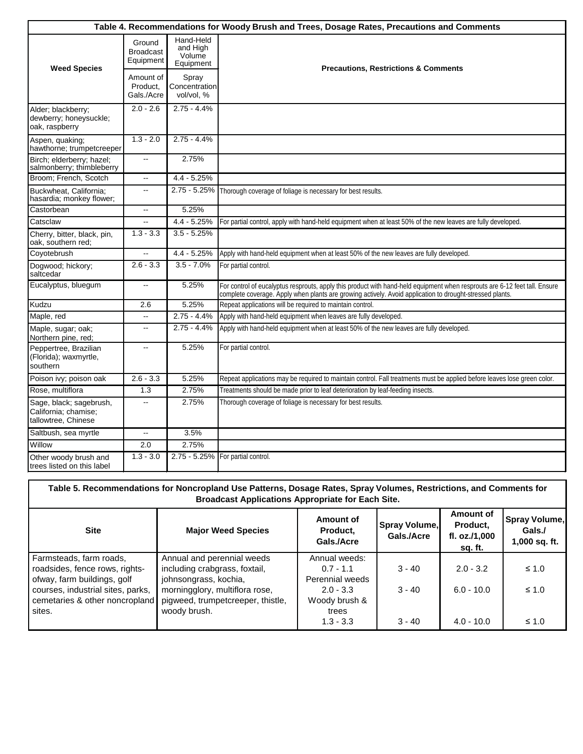**Table 4. Recommendations for Woody Brush and Trees, Dosage Rates, Precautions and Comments**

| Weed Species | Ground Broadcast Equipment | Hand-Held and High Volume Equipment | Precautions, Restrictions & Comments |
|---|---|---|---|
| | Amount of Product, Gals./Acre | Spray Concentration vol/vol, % | |
| Alder; blackberry; dewberry; honeysuckle; oak, raspberry | 2.0 - 2.6 | 2.75 - 4.4% | |
| Aspen, quaking; hawthorne; trumpetcreeper | 1.3 - 2.0 | 2.75 - 4.4% | |
| Birch; elderberry; hazel; salmonberry; thimbleberry | -- | 2.75% | |
| Broom; French, Scotch | -- | 4.4 - 5.25% | |
| Buckwheat, California; hasardia; monkey flower; | -- | 2.75 - 5.25% | Thorough coverage of foliage is necessary for best results. |
| Castorbean | -- | 5.25% | |
| Catsclaw | -- | 4.4 - 5.25% | For partial control, apply with hand-held equipment when at least 50% of the new leaves are fully developed. |
| Cherry, bitter, black, pin, oak, southern red; | 1.3 - 3.3 | 3.5 - 5.25% | |
| Coyotebrush | -- | 4.4 - 5.25% | Apply with hand-held equipment when at least 50% of the new leaves are fully developed. |
| Dogwood; hickory; saltcedar | 2.6 - 3.3 | 3.5 - 7.0% | For partial control. |
| Eucalyptus, bluegum | -- | 5.25% | For control of eucalyptus resprouts, apply this product with hand-held equipment when resprouts are 6-12 feet tall. Ensure complete coverage. Apply when plants are growing actively. Avoid application to drought-stressed plants. |
| Kudzu | 2.6 | 5.25% | Repeat applications will be required to maintain control. |
| Maple, red | -- | 2.75 - 4.4% | Apply with hand-held equipment when leaves are fully developed. |
| Maple, sugar; oak; Northern pine, red; | -- | 2.75 - 4.4% | Apply with hand-held equipment when at least 50% of the new leaves are fully developed. |
| Peppertree, Brazilian (Florida); waxmyrtle, southern | -- | 5.25% | For partial control. |
| Poison ivy; poison oak | 2.6 - 3.3 | 5.25% | Repeat applications may be required to maintain control. Fall treatments must be applied before leaves lose green color. |
| Rose, multiflora | 1.3 | 2.75% | Treatments should be made prior to leaf deterioration by leaf-feeding insects. |
| Sage, black; sagebrush, California; chamise; tallowtree, Chinese | -- | 2.75% | Thorough coverage of foliage is necessary for best results. |
| Saltbush, sea myrtle | -- | 3.5% | |
| Willow | 2.0 | 2.75% | |
| Other woody brush and trees listed on this label | 1.3 - 3.0 | 2.75 - 5.25% | For partial control. |

**Table 5. Recommendations for Noncropland Use Patterns, Dosage Rates, Spray Volumes, Restrictions, and Comments for Broadcast Applications Appropriate for Each Site.**

| Site | Major Weed Species | Amount of Product, Gals./Acre | Spray Volume, Gals./Acre | Amount of Product, fl. oz./1,000 sq. ft. | Spray Volume, Gals./ 1,000 sq. ft. |
|---|---|---|---|---|---|
| Farmsteads, farm roads, roadsides, fence rows, rights-ofway, farm buildings, golf courses, industrial sites, parks, cemetaries & other noncropland sites. | Annual and perennial weeds including crabgrass, foxtail, johnsongrass, kochia, morningglory, multiflora rose, pigweed, trumpetcreeper, thistle, woody brush. | Annual weeds: 0.7 - 1.1 | 3 - 40 | 2.0 - 3.2 | ≤ 1.0 |
| | | Perennial weeds 2.0 - 3.3 | 3 - 40 | 6.0 - 10.0 | ≤ 1.0 |
| | | Woody brush & trees 1.3 - 3.3 | 3 - 40 | 4.0 - 10.0 | ≤ 1.0 |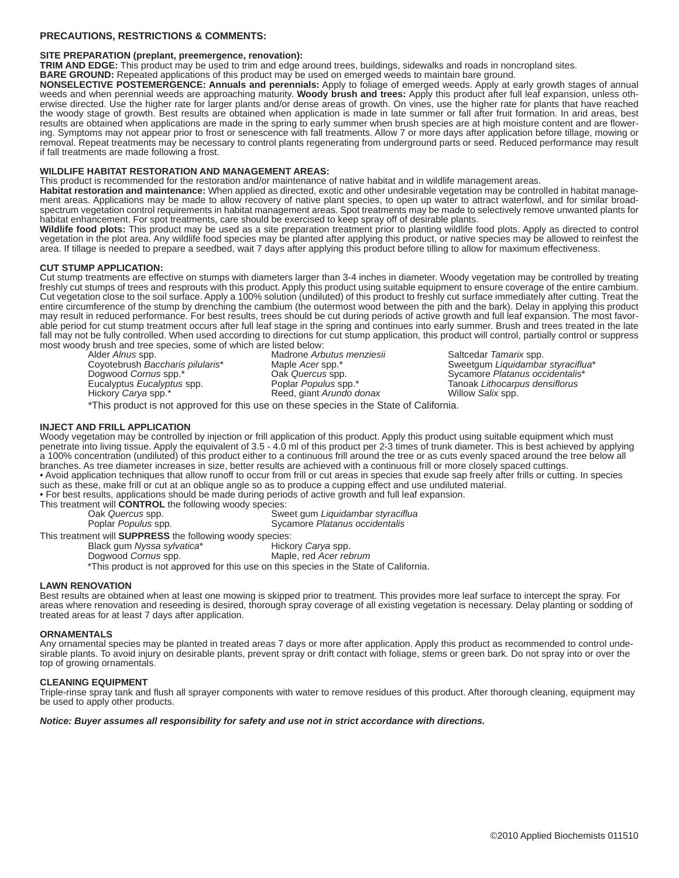## PRECAUTIONS, RESTRICTIONS & COMMENTS:

### SITE PREPARATION (preplant, preemergence, renovation):

**TRIM AND EDGE:** This product may be used to trim and edge around trees, buildings, sidewalks and roads in noncropland sites.

**BARE GROUND:** Repeated applications of this product may be used on emerged weeds to maintain bare ground.

**NONSELECTIVE POSTEMERGENCE: Annuals and perennials:** Apply to foliage of emerged weeds. Apply at early growth stages of annual weeds and when perennial weeds are approaching maturity. **Woody brush and trees:** Apply this product after full leaf expansion, unless otherwise directed. Use the higher rate for larger plants and/or dense areas of growth. On vines, use the higher rate for plants that have reached the woody stage of growth. Best results are obtained when application is made in late summer or fall after fruit formation. In arid areas, best results are obtained when applications are made in the spring to early summer when brush species are at high moisture content and are flowering. Symptoms may not appear prior to frost or senescence with fall treatments. Allow 7 or more days after application before tillage, mowing or removal. Repeat treatments may be necessary to control plants regenerating from underground parts or seed. Reduced performance may result if fall treatments are made following a frost.

### WILDLIFE HABITAT RESTORATION AND MANAGEMENT AREAS:

This product is recommended for the restoration and/or maintenance of native habitat and in wildlife management areas.

**Habitat restoration and maintenance:** When applied as directed, exotic and other undesirable vegetation may be controlled in habitat management areas. Applications may be made to allow recovery of native plant species, to open up water to attract waterfowl, and for similar broad-spectrum vegetation control requirements in habitat management areas. Spot treatments may be made to selectively remove unwanted plants for habitat enhancement. For spot treatments, care should be exercised to keep spray off of desirable plants.

**Wildlife food plots:** This product may be used as a site preparation treatment prior to planting wildlife food plots. Apply as directed to control vegetation in the plot area. Any wildlife food species may be planted after applying this product, or native species may be allowed to reinfest the area. If tillage is needed to prepare a seedbed, wait 7 days after applying this product before tilling to allow for maximum effectiveness.

### CUT STUMP APPLICATION:

Cut stump treatments are effective on stumps with diameters larger than 3-4 inches in diameter. Woody vegetation may be controlled by treating freshly cut stumps of trees and resprouts with this product. Apply this product using suitable equipment to ensure coverage of the entire cambium. Cut vegetation close to the soil surface. Apply a 100% solution (undiluted) of this product to freshly cut surface immediately after cutting. Treat the entire circumference of the stump by drenching the cambium (the outermost wood between the pith and the bark). Delay in applying this product may result in reduced performance. For best results, trees should be cut during periods of active growth and full leaf expansion. The most favorable period for cut stump treatment occurs after full leaf stage in the spring and continues into early summer. Brush and trees treated in the late fall may not be fully controlled. When used according to directions for cut stump application, this product will control, partially control or suppress most woody brush and tree species, some of which are listed below:

| | | |
|---|---|---|
| Alder *Alnus* spp. | Madrone *Arbutus menziesii* | Saltcedar *Tamarix* spp. |
| Coyotebrush *Baccharis pilularis** | Maple *Acer* spp.* | Sweetgum *Liquidambar styraciflua** |
| Dogwood *Cornus* spp.* | Oak *Quercus* spp. | Sycamore *Platanus occidentalis** |
| Eucalyptus *Eucalyptus* spp. | Poplar *Populus* spp.* | Tanoak *Lithocarpus densiflorus* |
| Hickory *Carya* spp.* | Reed, giant *Arundo donax* | Willow *Salix* spp. |

*This product is not approved for this use on these species in the State of California.

### INJECT AND FRILL APPLICATION

Woody vegetation may be controlled by injection or frill application of this product. Apply this product using suitable equipment which must penetrate into living tissue. Apply the equivalent of 3.5 - 4.0 ml of this product per 2-3 times of trunk diameter. This is best achieved by applying a 100% concentration (undiluted) of this product either to a continuous frill around the tree or as cuts evenly spaced around the tree below all branches. As tree diameter increases in size, better results are achieved with a continuous frill or more closely spaced cuttings.

- Avoid application techniques that allow runoff to occur from frill or cut areas in species that exude sap freely after frills or cutting. In species such as these, make frill or cut at an oblique angle so as to produce a cupping effect and use undiluted material.
- For best results, applications should be made during periods of active growth and full leaf expansion.

This treatment will **CONTROL** the following woody species:

| | |
|---|---|
| Oak *Quercus* spp. | Sweet gum *Liquidambar styraciflua* |
| Poplar *Populus* spp. | Sycamore *Platanus occidentalis* |

This treatment will **SUPPRESS** the following woody species:

| | |
|---|---|
| Black gum *Nyssa sylvatica** | Hickory *Carya* spp. |
| Dogwood *Cornus* spp. | Maple, red *Acer rebrum* |

*This product is not approved for this use on this species in the State of California.

### LAWN RENOVATION

Best results are obtained when at least one mowing is skipped prior to treatment. This provides more leaf surface to intercept the spray. For areas where renovation and reseeding is desired, thorough spray coverage of all existing vegetation is necessary. Delay planting or sodding of treated areas for at least 7 days after application.

### ORNAMENTALS

Any ornamental species may be planted in treated areas 7 days or more after application. Apply this product as recommended to control undesirable plants. To avoid injury on desirable plants, prevent spray or drift contact with foliage, stems or green bark. Do not spray into or over the top of growing ornamentals.

### CLEANING EQUIPMENT

Triple-rinse spray tank and flush all sprayer components with water to remove residues of this product. After thorough cleaning, equipment may be used to apply other products.

***Notice: Buyer assumes all responsibility for safety and use not in strict accordance with directions.***

©2010 Applied Biochemists 011510